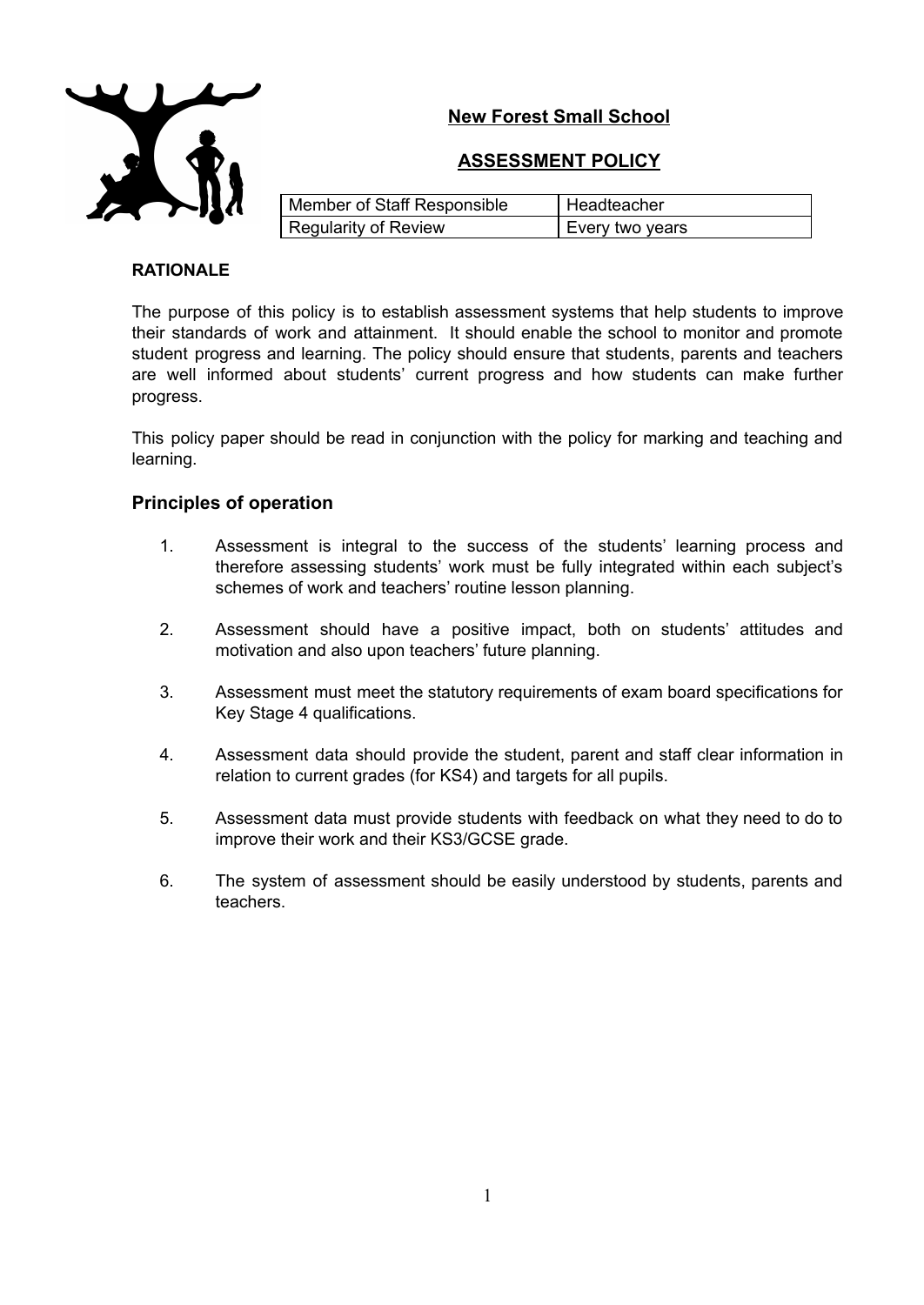# New Forest Small School

## ASSESSMENT POLICY

| Member of Staff Responsible | Headteacher |
|---|---|
| Regularity of Review | Every two years |

**RATIONALE**

The purpose of this policy is to establish assessment systems that help students to improve their standards of work and attainment. It should enable the school to monitor and promote student progress and learning. The policy should ensure that students, parents and teachers are well informed about students' current progress and how students can make further progress.

This policy paper should be read in conjunction with the policy for marking and teaching and learning.

### Principles of operation

1. Assessment is integral to the success of the students' learning process and therefore assessing students' work must be fully integrated within each subject's schemes of work and teachers' routine lesson planning.

2. Assessment should have a positive impact, both on students' attitudes and motivation and also upon teachers' future planning.

3. Assessment must meet the statutory requirements of exam board specifications for Key Stage 4 qualifications.

4. Assessment data should provide the student, parent and staff clear information in relation to current grades (for KS4) and targets for all pupils.

5. Assessment data must provide students with feedback on what they need to do to improve their work and their KS3/GCSE grade.

6. The system of assessment should be easily understood by students, parents and teachers.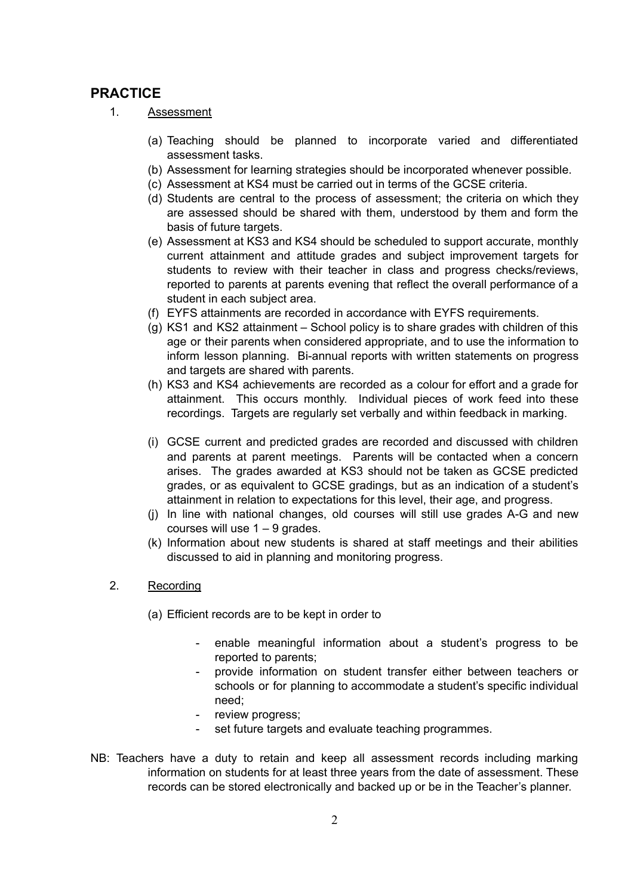## PRACTICE

1. Assessment

   (a) Teaching should be planned to incorporate varied and differentiated assessment tasks.
   (b) Assessment for learning strategies should be incorporated whenever possible.
   (c) Assessment at KS4 must be carried out in terms of the GCSE criteria.
   (d) Students are central to the process of assessment; the criteria on which they are assessed should be shared with them, understood by them and form the basis of future targets.
   (e) Assessment at KS3 and KS4 should be scheduled to support accurate, monthly current attainment and attitude grades and subject improvement targets for students to review with their teacher in class and progress checks/reviews, reported to parents at parents evening that reflect the overall performance of a student in each subject area.
   (f) EYFS attainments are recorded in accordance with EYFS requirements.
   (g) KS1 and KS2 attainment – School policy is to share grades with children of this age or their parents when considered appropriate, and to use the information to inform lesson planning. Bi-annual reports with written statements on progress and targets are shared with parents.
   (h) KS3 and KS4 achievements are recorded as a colour for effort and a grade for attainment. This occurs monthly. Individual pieces of work feed into these recordings. Targets are regularly set verbally and within feedback in marking.

   (i) GCSE current and predicted grades are recorded and discussed with children and parents at parent meetings. Parents will be contacted when a concern arises. The grades awarded at KS3 should not be taken as GCSE predicted grades, or as equivalent to GCSE gradings, but as an indication of a student's attainment in relation to expectations for this level, their age, and progress.
   (j) In line with national changes, old courses will still use grades A-G and new courses will use 1 – 9 grades.
   (k) Information about new students is shared at staff meetings and their abilities discussed to aid in planning and monitoring progress.

2. Recording

   (a) Efficient records are to be kept in order to

      - enable meaningful information about a student's progress to be reported to parents;
      - provide information on student transfer either between teachers or schools or for planning to accommodate a student's specific individual need;
      - review progress;
      - set future targets and evaluate teaching programmes.

NB: Teachers have a duty to retain and keep all assessment records including marking information on students for at least three years from the date of assessment. These records can be stored electronically and backed up or be in the Teacher's planner.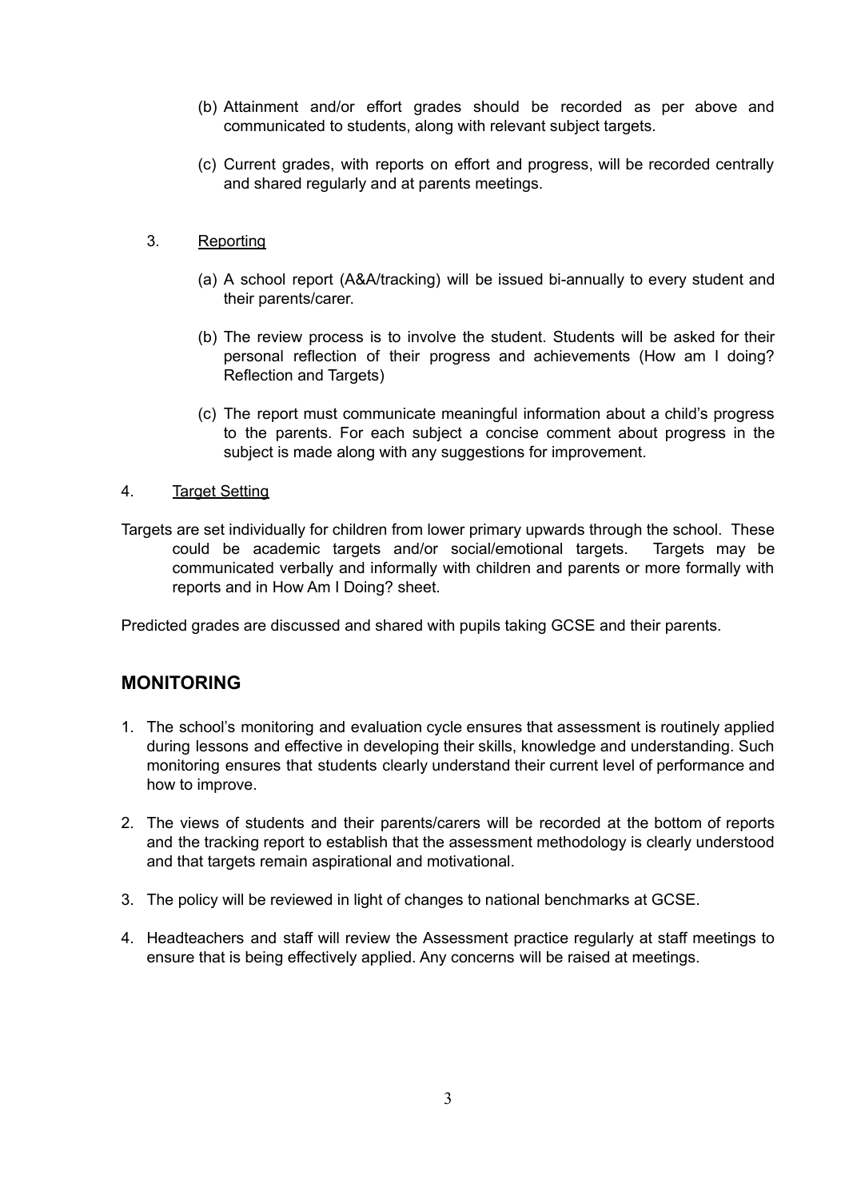(b) Attainment and/or effort grades should be recorded as per above and communicated to students, along with relevant subject targets.

(c) Current grades, with reports on effort and progress, will be recorded centrally and shared regularly and at parents meetings.

3. <u>Reporting</u>

(a) A school report (A&A/tracking) will be issued bi-annually to every student and their parents/carer.

(b) The review process is to involve the student. Students will be asked for their personal reflection of their progress and achievements (How am I doing? Reflection and Targets)

(c) The report must communicate meaningful information about a child's progress to the parents. For each subject a concise comment about progress in the subject is made along with any suggestions for improvement.

4. <u>Target Setting</u>

Targets are set individually for children from lower primary upwards through the school. These could be academic targets and/or social/emotional targets. Targets may be communicated verbally and informally with children and parents or more formally with reports and in How Am I Doing? sheet.

Predicted grades are discussed and shared with pupils taking GCSE and their parents.

## MONITORING

1. The school's monitoring and evaluation cycle ensures that assessment is routinely applied during lessons and effective in developing their skills, knowledge and understanding. Such monitoring ensures that students clearly understand their current level of performance and how to improve.
2. The views of students and their parents/carers will be recorded at the bottom of reports and the tracking report to establish that the assessment methodology is clearly understood and that targets remain aspirational and motivational.
3. The policy will be reviewed in light of changes to national benchmarks at GCSE.
4. Headteachers and staff will review the Assessment practice regularly at staff meetings to ensure that is being effectively applied. Any concerns will be raised at meetings.